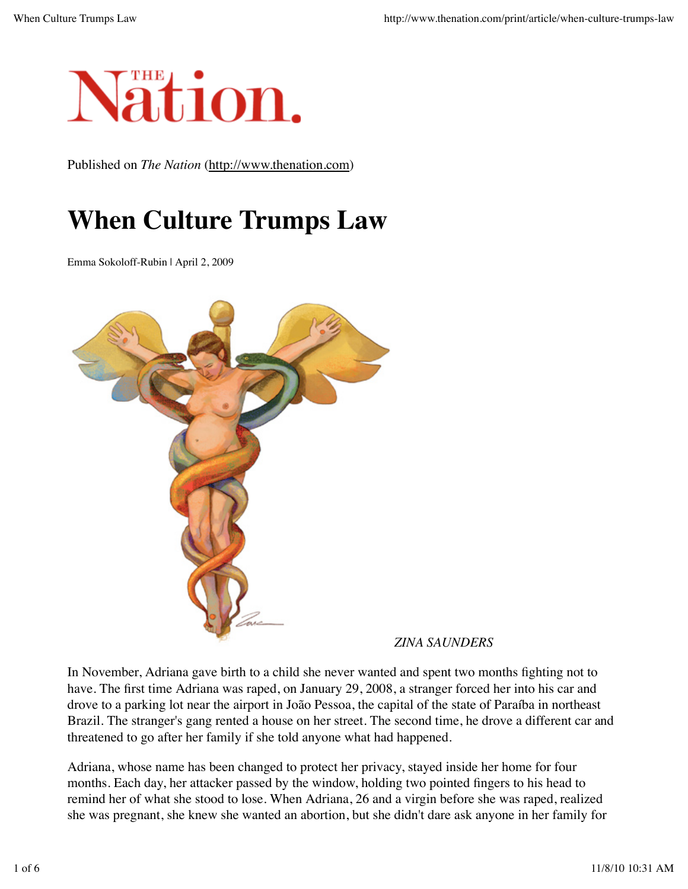![The Nation](logo)

Published on *The Nation* (http://www.thenation.com)

# When Culture Trumps Law

Emma Sokoloff-Rubin | April 2, 2009

*ZINA SAUNDERS*

In November, Adriana gave birth to a child she never wanted and spent two months fighting not to have. The first time Adriana was raped, on January 29, 2008, a stranger forced her into his car and drove to a parking lot near the airport in João Pessoa, the capital of the state of Paraíba in northeast Brazil. The stranger's gang rented a house on her street. The second time, he drove a different car and threatened to go after her family if she told anyone what had happened.

Adriana, whose name has been changed to protect her privacy, stayed inside her home for four months. Each day, her attacker passed by the window, holding two pointed fingers to his head to remind her of what she stood to lose. When Adriana, 26 and a virgin before she was raped, realized she was pregnant, she knew she wanted an abortion, but she didn't dare ask anyone in her family for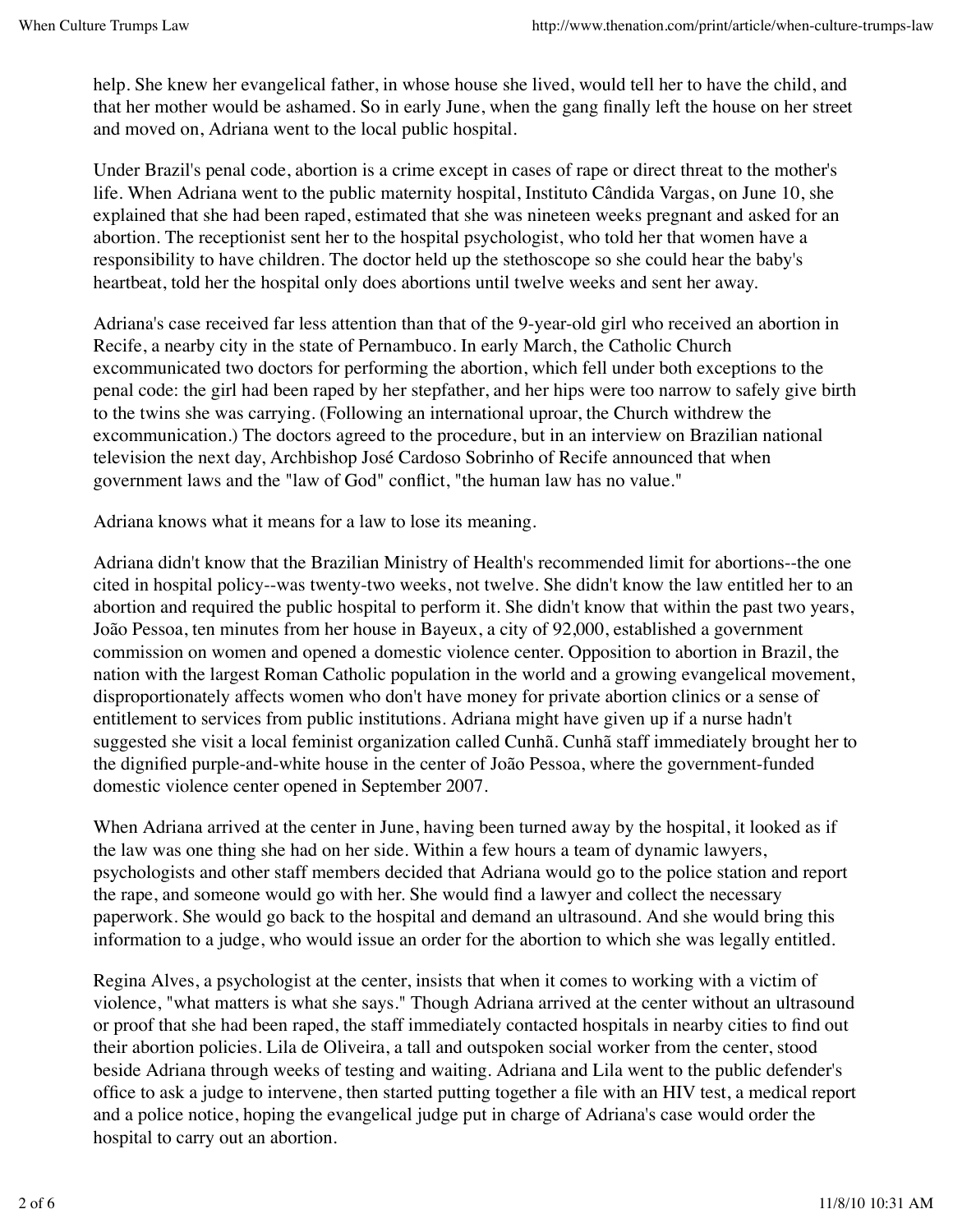help. She knew her evangelical father, in whose house she lived, would tell her to have the child, and that her mother would be ashamed. So in early June, when the gang finally left the house on her street and moved on, Adriana went to the local public hospital.

Under Brazil's penal code, abortion is a crime except in cases of rape or direct threat to the mother's life. When Adriana went to the public maternity hospital, Instituto Cândida Vargas, on June 10, she explained that she had been raped, estimated that she was nineteen weeks pregnant and asked for an abortion. The receptionist sent her to the hospital psychologist, who told her that women have a responsibility to have children. The doctor held up the stethoscope so she could hear the baby's heartbeat, told her the hospital only does abortions until twelve weeks and sent her away.

Adriana's case received far less attention than that of the 9-year-old girl who received an abortion in Recife, a nearby city in the state of Pernambuco. In early March, the Catholic Church excommunicated two doctors for performing the abortion, which fell under both exceptions to the penal code: the girl had been raped by her stepfather, and her hips were too narrow to safely give birth to the twins she was carrying. (Following an international uproar, the Church withdrew the excommunication.) The doctors agreed to the procedure, but in an interview on Brazilian national television the next day, Archbishop José Cardoso Sobrinho of Recife announced that when government laws and the "law of God" conflict, "the human law has no value."

Adriana knows what it means for a law to lose its meaning.

Adriana didn't know that the Brazilian Ministry of Health's recommended limit for abortions--the one cited in hospital policy--was twenty-two weeks, not twelve. She didn't know the law entitled her to an abortion and required the public hospital to perform it. She didn't know that within the past two years, João Pessoa, ten minutes from her house in Bayeux, a city of 92,000, established a government commission on women and opened a domestic violence center. Opposition to abortion in Brazil, the nation with the largest Roman Catholic population in the world and a growing evangelical movement, disproportionately affects women who don't have money for private abortion clinics or a sense of entitlement to services from public institutions. Adriana might have given up if a nurse hadn't suggested she visit a local feminist organization called Cunhã. Cunhã staff immediately brought her to the dignified purple-and-white house in the center of João Pessoa, where the government-funded domestic violence center opened in September 2007.

When Adriana arrived at the center in June, having been turned away by the hospital, it looked as if the law was one thing she had on her side. Within a few hours a team of dynamic lawyers, psychologists and other staff members decided that Adriana would go to the police station and report the rape, and someone would go with her. She would find a lawyer and collect the necessary paperwork. She would go back to the hospital and demand an ultrasound. And she would bring this information to a judge, who would issue an order for the abortion to which she was legally entitled.

Regina Alves, a psychologist at the center, insists that when it comes to working with a victim of violence, "what matters is what she says." Though Adriana arrived at the center without an ultrasound or proof that she had been raped, the staff immediately contacted hospitals in nearby cities to find out their abortion policies. Lila de Oliveira, a tall and outspoken social worker from the center, stood beside Adriana through weeks of testing and waiting. Adriana and Lila went to the public defender's office to ask a judge to intervene, then started putting together a file with an HIV test, a medical report and a police notice, hoping the evangelical judge put in charge of Adriana's case would order the hospital to carry out an abortion.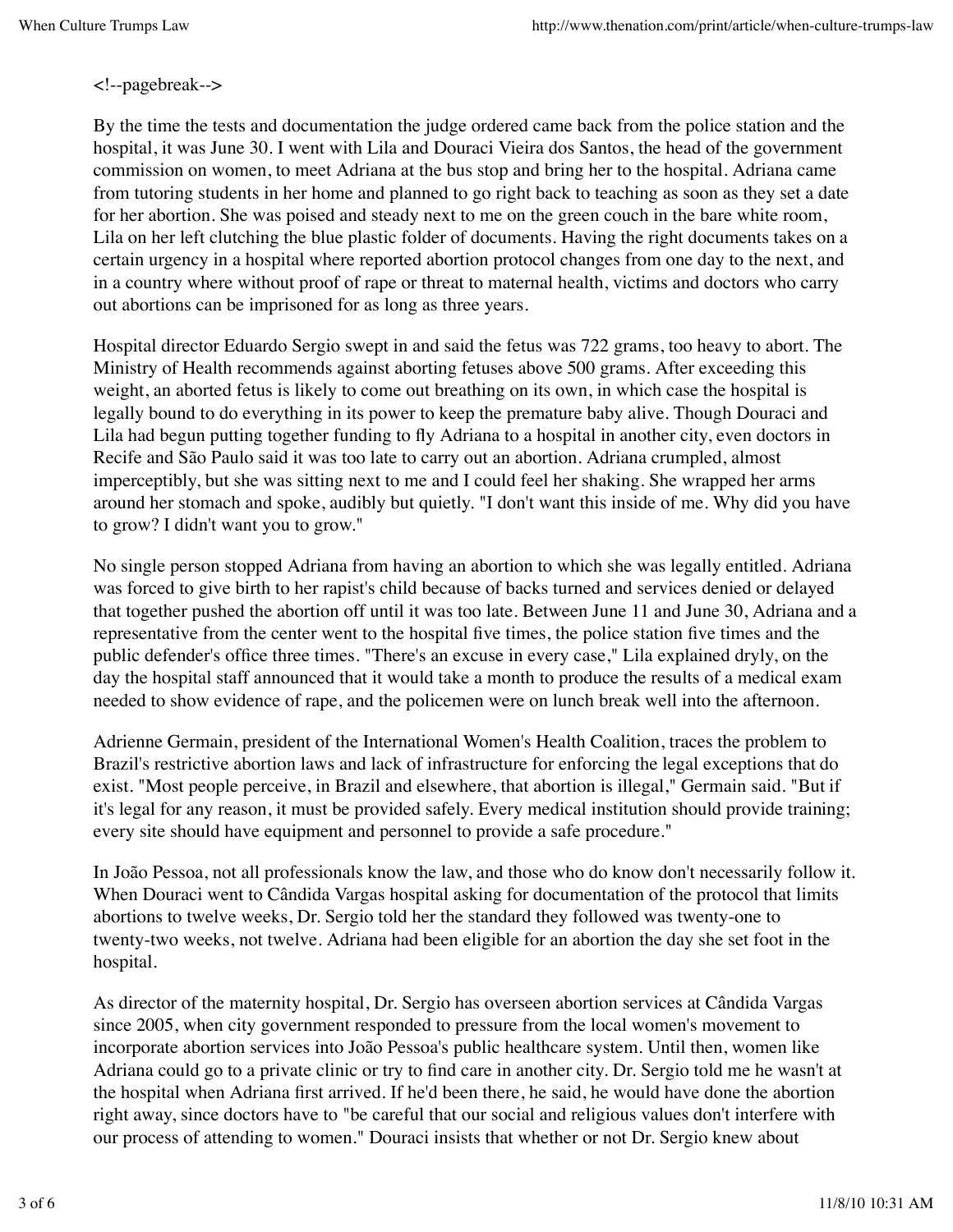<!--pagebreak-->

By the time the tests and documentation the judge ordered came back from the police station and the hospital, it was June 30. I went with Lila and Douraci Vieira dos Santos, the head of the government commission on women, to meet Adriana at the bus stop and bring her to the hospital. Adriana came from tutoring students in her home and planned to go right back to teaching as soon as they set a date for her abortion. She was poised and steady next to me on the green couch in the bare white room, Lila on her left clutching the blue plastic folder of documents. Having the right documents takes on a certain urgency in a hospital where reported abortion protocol changes from one day to the next, and in a country where without proof of rape or threat to maternal health, victims and doctors who carry out abortions can be imprisoned for as long as three years.

Hospital director Eduardo Sergio swept in and said the fetus was 722 grams, too heavy to abort. The Ministry of Health recommends against aborting fetuses above 500 grams. After exceeding this weight, an aborted fetus is likely to come out breathing on its own, in which case the hospital is legally bound to do everything in its power to keep the premature baby alive. Though Douraci and Lila had begun putting together funding to fly Adriana to a hospital in another city, even doctors in Recife and São Paulo said it was too late to carry out an abortion. Adriana crumpled, almost imperceptibly, but she was sitting next to me and I could feel her shaking. She wrapped her arms around her stomach and spoke, audibly but quietly. "I don't want this inside of me. Why did you have to grow? I didn't want you to grow."

No single person stopped Adriana from having an abortion to which she was legally entitled. Adriana was forced to give birth to her rapist's child because of backs turned and services denied or delayed that together pushed the abortion off until it was too late. Between June 11 and June 30, Adriana and a representative from the center went to the hospital five times, the police station five times and the public defender's office three times. "There's an excuse in every case," Lila explained dryly, on the day the hospital staff announced that it would take a month to produce the results of a medical exam needed to show evidence of rape, and the policemen were on lunch break well into the afternoon.

Adrienne Germain, president of the International Women's Health Coalition, traces the problem to Brazil's restrictive abortion laws and lack of infrastructure for enforcing the legal exceptions that do exist. "Most people perceive, in Brazil and elsewhere, that abortion is illegal," Germain said. "But if it's legal for any reason, it must be provided safely. Every medical institution should provide training; every site should have equipment and personnel to provide a safe procedure."

In João Pessoa, not all professionals know the law, and those who do know don't necessarily follow it. When Douraci went to Cândida Vargas hospital asking for documentation of the protocol that limits abortions to twelve weeks, Dr. Sergio told her the standard they followed was twenty-one to twenty-two weeks, not twelve. Adriana had been eligible for an abortion the day she set foot in the hospital.

As director of the maternity hospital, Dr. Sergio has overseen abortion services at Cândida Vargas since 2005, when city government responded to pressure from the local women's movement to incorporate abortion services into João Pessoa's public healthcare system. Until then, women like Adriana could go to a private clinic or try to find care in another city. Dr. Sergio told me he wasn't at the hospital when Adriana first arrived. If he'd been there, he said, he would have done the abortion right away, since doctors have to "be careful that our social and religious values don't interfere with our process of attending to women." Douraci insists that whether or not Dr. Sergio knew about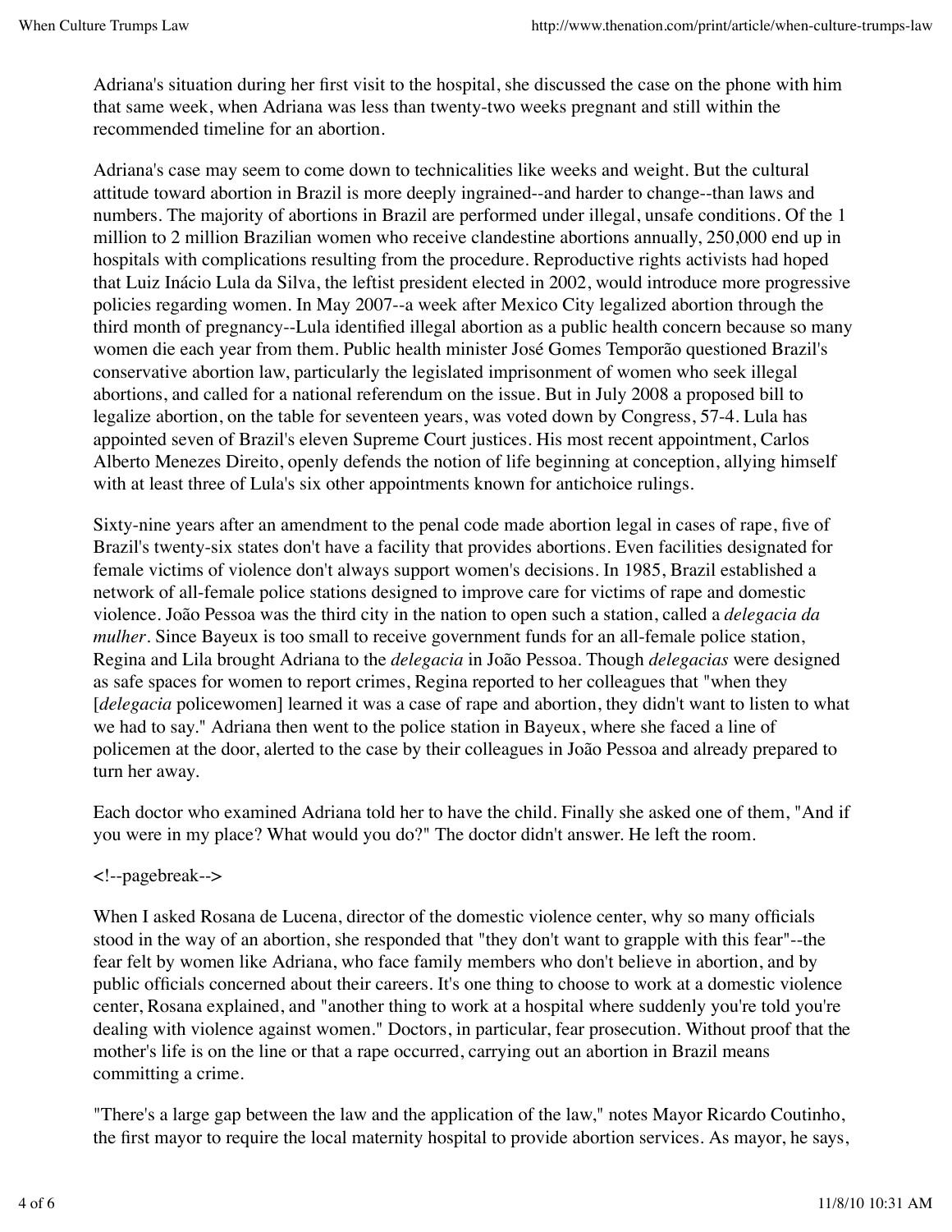Adriana's situation during her first visit to the hospital, she discussed the case on the phone with him that same week, when Adriana was less than twenty-two weeks pregnant and still within the recommended timeline for an abortion.

Adriana's case may seem to come down to technicalities like weeks and weight. But the cultural attitude toward abortion in Brazil is more deeply ingrained--and harder to change--than laws and numbers. The majority of abortions in Brazil are performed under illegal, unsafe conditions. Of the 1 million to 2 million Brazilian women who receive clandestine abortions annually, 250,000 end up in hospitals with complications resulting from the procedure. Reproductive rights activists had hoped that Luiz Inácio Lula da Silva, the leftist president elected in 2002, would introduce more progressive policies regarding women. In May 2007--a week after Mexico City legalized abortion through the third month of pregnancy--Lula identified illegal abortion as a public health concern because so many women die each year from them. Public health minister José Gomes Temporão questioned Brazil's conservative abortion law, particularly the legislated imprisonment of women who seek illegal abortions, and called for a national referendum on the issue. But in July 2008 a proposed bill to legalize abortion, on the table for seventeen years, was voted down by Congress, 57-4. Lula has appointed seven of Brazil's eleven Supreme Court justices. His most recent appointment, Carlos Alberto Menezes Direito, openly defends the notion of life beginning at conception, allying himself with at least three of Lula's six other appointments known for antichoice rulings.

Sixty-nine years after an amendment to the penal code made abortion legal in cases of rape, five of Brazil's twenty-six states don't have a facility that provides abortions. Even facilities designated for female victims of violence don't always support women's decisions. In 1985, Brazil established a network of all-female police stations designed to improve care for victims of rape and domestic violence. João Pessoa was the third city in the nation to open such a station, called a *delegacia da mulher*. Since Bayeux is too small to receive government funds for an all-female police station, Regina and Lila brought Adriana to the *delegacia* in João Pessoa. Though *delegacias* were designed as safe spaces for women to report crimes, Regina reported to her colleagues that "when they [*delegacia* policewomen] learned it was a case of rape and abortion, they didn't want to listen to what we had to say." Adriana then went to the police station in Bayeux, where she faced a line of policemen at the door, alerted to the case by their colleagues in João Pessoa and already prepared to turn her away.

Each doctor who examined Adriana told her to have the child. Finally she asked one of them, "And if you were in my place? What would you do?" The doctor didn't answer. He left the room.

When I asked Rosana de Lucena, director of the domestic violence center, why so many officials stood in the way of an abortion, she responded that "they don't want to grapple with this fear"--the fear felt by women like Adriana, who face family members who don't believe in abortion, and by public officials concerned about their careers. It's one thing to choose to work at a domestic violence center, Rosana explained, and "another thing to work at a hospital where suddenly you're told you're dealing with violence against women." Doctors, in particular, fear prosecution. Without proof that the mother's life is on the line or that a rape occurred, carrying out an abortion in Brazil means committing a crime.

"There's a large gap between the law and the application of the law," notes Mayor Ricardo Coutinho, the first mayor to require the local maternity hospital to provide abortion services. As mayor, he says,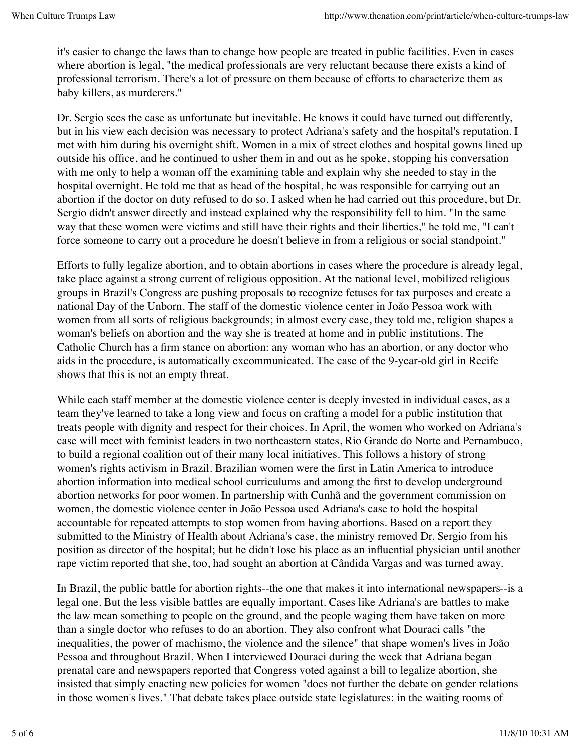it's easier to change the laws than to change how people are treated in public facilities. Even in cases where abortion is legal, "the medical professionals are very reluctant because there exists a kind of professional terrorism. There's a lot of pressure on them because of efforts to characterize them as baby killers, as murderers."

Dr. Sergio sees the case as unfortunate but inevitable. He knows it could have turned out differently, but in his view each decision was necessary to protect Adriana's safety and the hospital's reputation. I met with him during his overnight shift. Women in a mix of street clothes and hospital gowns lined up outside his office, and he continued to usher them in and out as he spoke, stopping his conversation with me only to help a woman off the examining table and explain why she needed to stay in the hospital overnight. He told me that as head of the hospital, he was responsible for carrying out an abortion if the doctor on duty refused to do so. I asked when he had carried out this procedure, but Dr. Sergio didn't answer directly and instead explained why the responsibility fell to him. "In the same way that these women were victims and still have their rights and their liberties," he told me, "I can't force someone to carry out a procedure he doesn't believe in from a religious or social standpoint."

Efforts to fully legalize abortion, and to obtain abortions in cases where the procedure is already legal, take place against a strong current of religious opposition. At the national level, mobilized religious groups in Brazil's Congress are pushing proposals to recognize fetuses for tax purposes and create a national Day of the Unborn. The staff of the domestic violence center in João Pessoa work with women from all sorts of religious backgrounds; in almost every case, they told me, religion shapes a woman's beliefs on abortion and the way she is treated at home and in public institutions. The Catholic Church has a firm stance on abortion: any woman who has an abortion, or any doctor who aids in the procedure, is automatically excommunicated. The case of the 9-year-old girl in Recife shows that this is not an empty threat.

While each staff member at the domestic violence center is deeply invested in individual cases, as a team they've learned to take a long view and focus on crafting a model for a public institution that treats people with dignity and respect for their choices. In April, the women who worked on Adriana's case will meet with feminist leaders in two northeastern states, Rio Grande do Norte and Pernambuco, to build a regional coalition out of their many local initiatives. This follows a history of strong women's rights activism in Brazil. Brazilian women were the first in Latin America to introduce abortion information into medical school curriculums and among the first to develop underground abortion networks for poor women. In partnership with Cunhã and the government commission on women, the domestic violence center in João Pessoa used Adriana's case to hold the hospital accountable for repeated attempts to stop women from having abortions. Based on a report they submitted to the Ministry of Health about Adriana's case, the ministry removed Dr. Sergio from his position as director of the hospital; but he didn't lose his place as an influential physician until another rape victim reported that she, too, had sought an abortion at Cândida Vargas and was turned away.

In Brazil, the public battle for abortion rights--the one that makes it into international newspapers--is a legal one. But the less visible battles are equally important. Cases like Adriana's are battles to make the law mean something to people on the ground, and the people waging them have taken on more than a single doctor who refuses to do an abortion. They also confront what Douraci calls "the inequalities, the power of machismo, the violence and the silence" that shape women's lives in João Pessoa and throughout Brazil. When I interviewed Douraci during the week that Adriana began prenatal care and newspapers reported that Congress voted against a bill to legalize abortion, she insisted that simply enacting new policies for women "does not further the debate on gender relations in those women's lives." That debate takes place outside state legislatures: in the waiting rooms of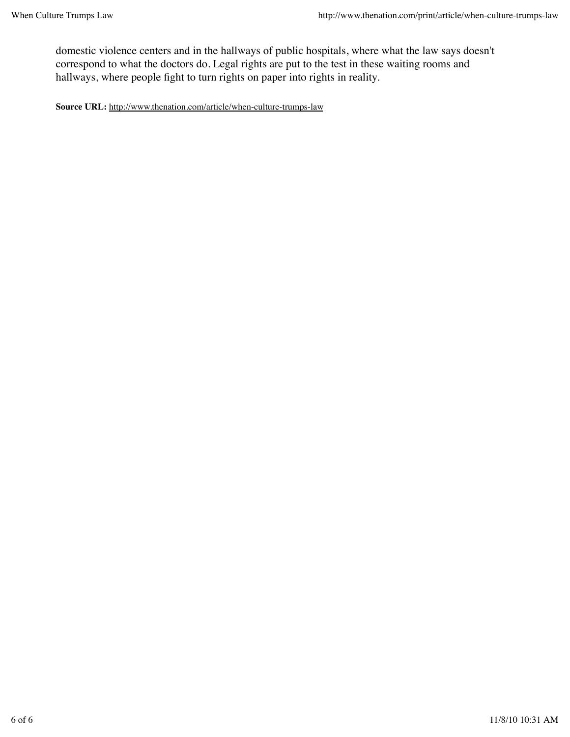domestic violence centers and in the hallways of public hospitals, where what the law says doesn't correspond to what the doctors do. Legal rights are put to the test in these waiting rooms and hallways, where people fight to turn rights on paper into rights in reality.

**Source URL:** http://www.thenation.com/article/when-culture-trumps-law